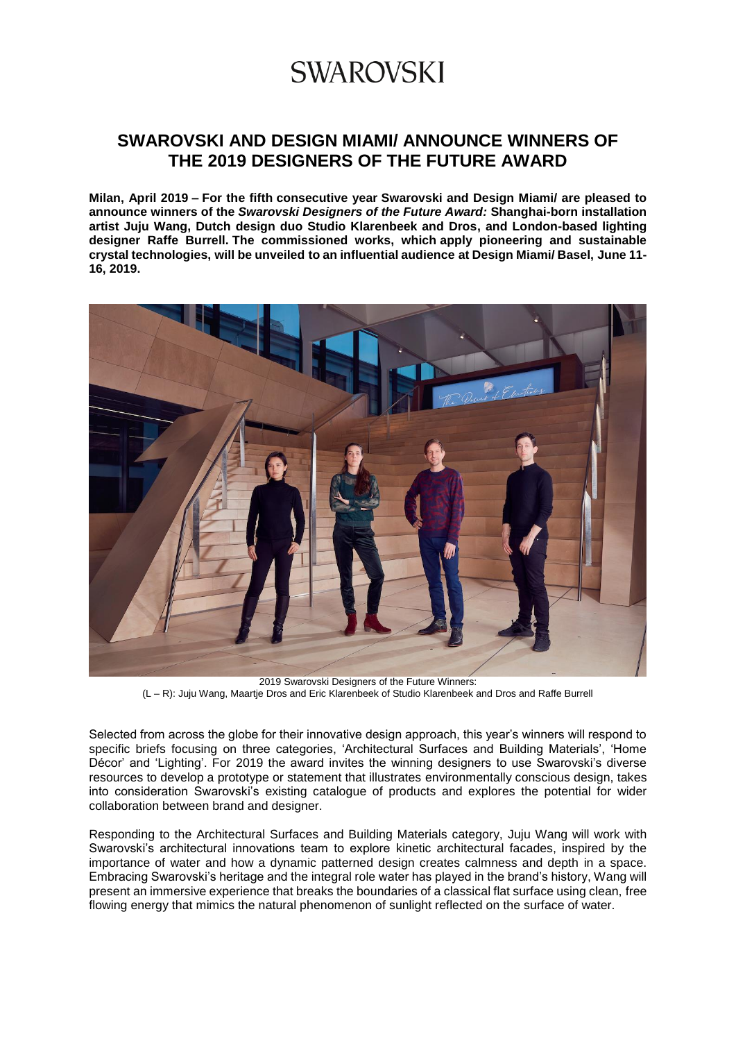# SWAROVSKI

## SWAROVSKI AND DESIGN MIAMI/ ANNOUNCE WINNERS OF THE 2019 DESIGNERS OF THE FUTURE AWARD

**Milan, April 2019 – For the fifth consecutive year Swarovski and Design Miami/ are pleased to announce winners of the *Swarovski Designers of the Future Award:* Shanghai-born installation artist Juju Wang, Dutch design duo Studio Klarenbeek and Dros, and London-based lighting designer Raffe Burrell. The commissioned works, which apply pioneering and sustainable crystal technologies, will be unveiled to an influential audience at Design Miami/ Basel, June 11-16, 2019.**

2019 Swarovski Designers of the Future Winners:
(L – R): Juju Wang, Maartje Dros and Eric Klarenbeek of Studio Klarenbeek and Dros and Raffe Burrell

Selected from across the globe for their innovative design approach, this year's winners will respond to specific briefs focusing on three categories, 'Architectural Surfaces and Building Materials', 'Home Décor' and 'Lighting'. For 2019 the award invites the winning designers to use Swarovski's diverse resources to develop a prototype or statement that illustrates environmentally conscious design, takes into consideration Swarovski's existing catalogue of products and explores the potential for wider collaboration between brand and designer.

Responding to the Architectural Surfaces and Building Materials category, Juju Wang will work with Swarovski's architectural innovations team to explore kinetic architectural facades, inspired by the importance of water and how a dynamic patterned design creates calmness and depth in a space. Embracing Swarovski's heritage and the integral role water has played in the brand's history, Wang will present an immersive experience that breaks the boundaries of a classical flat surface using clean, free flowing energy that mimics the natural phenomenon of sunlight reflected on the surface of water.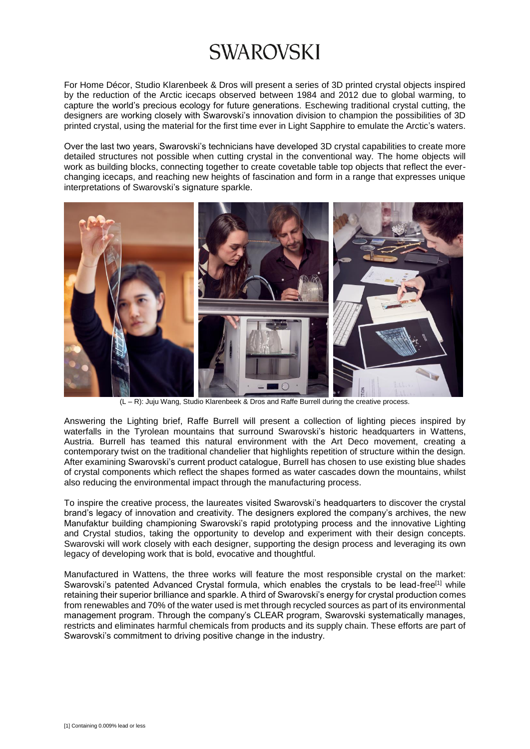# SWAROVSKI

For Home Décor, Studio Klarenbeek & Dros will present a series of 3D printed crystal objects inspired by the reduction of the Arctic icecaps observed between 1984 and 2012 due to global warming, to capture the world's precious ecology for future generations. Eschewing traditional crystal cutting, the designers are working closely with Swarovski's innovation division to champion the possibilities of 3D printed crystal, using the material for the first time ever in Light Sapphire to emulate the Arctic's waters.

Over the last two years, Swarovski's technicians have developed 3D crystal capabilities to create more detailed structures not possible when cutting crystal in the conventional way. The home objects will work as building blocks, connecting together to create covetable table top objects that reflect the ever-changing icecaps, and reaching new heights of fascination and form in a range that expresses unique interpretations of Swarovski's signature sparkle.

(L – R): Juju Wang, Studio Klarenbeek & Dros and Raffe Burrell during the creative process.

Answering the Lighting brief, Raffe Burrell will present a collection of lighting pieces inspired by waterfalls in the Tyrolean mountains that surround Swarovski's historic headquarters in Wattens, Austria. Burrell has teamed this natural environment with the Art Deco movement, creating a contemporary twist on the traditional chandelier that highlights repetition of structure within the design. After examining Swarovski's current product catalogue, Burrell has chosen to use existing blue shades of crystal components which reflect the shapes formed as water cascades down the mountains, whilst also reducing the environmental impact through the manufacturing process.

To inspire the creative process, the laureates visited Swarovski's headquarters to discover the crystal brand's legacy of innovation and creativity. The designers explored the company's archives, the new Manufaktur building championing Swarovski's rapid prototyping process and the innovative Lighting and Crystal studios, taking the opportunity to develop and experiment with their design concepts. Swarovski will work closely with each designer, supporting the design process and leveraging its own legacy of developing work that is bold, evocative and thoughtful.

Manufactured in Wattens, the three works will feature the most responsible crystal on the market: Swarovski's patented Advanced Crystal formula, which enables the crystals to be lead-free[1] while retaining their superior brilliance and sparkle. A third of Swarovski's energy for crystal production comes from renewables and 70% of the water used is met through recycled sources as part of its environmental management program. Through the company's CLEAR program, Swarovski systematically manages, restricts and eliminates harmful chemicals from products and its supply chain. These efforts are part of Swarovski's commitment to driving positive change in the industry.

[1] Containing 0.009% lead or less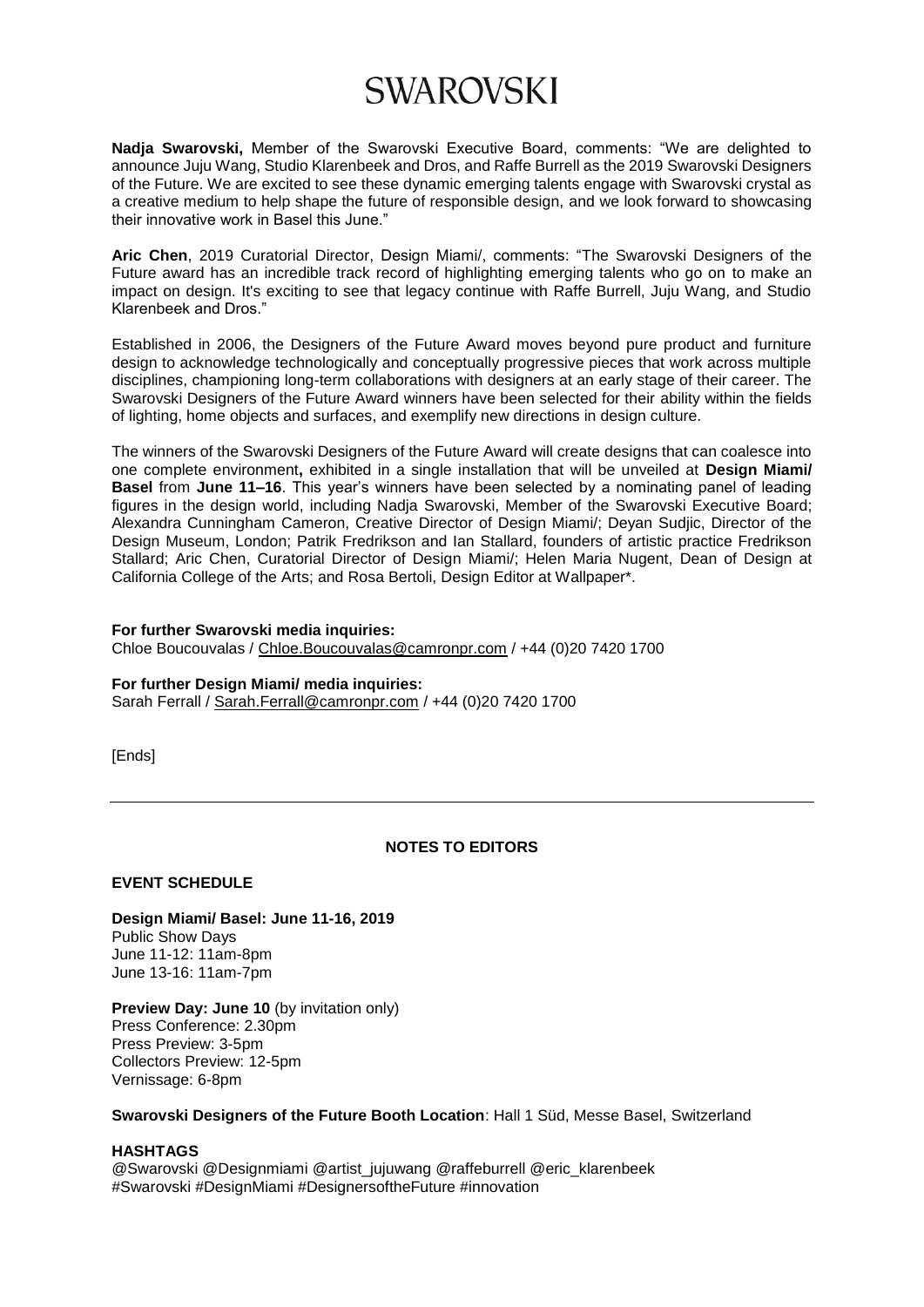# SWAROVSKI

**Nadja Swarovski,** Member of the Swarovski Executive Board, comments: "We are delighted to announce Juju Wang, Studio Klarenbeek and Dros, and Raffe Burrell as the 2019 Swarovski Designers of the Future. We are excited to see these dynamic emerging talents engage with Swarovski crystal as a creative medium to help shape the future of responsible design, and we look forward to showcasing their innovative work in Basel this June."

**Aric Chen**, 2019 Curatorial Director, Design Miami/, comments: "The Swarovski Designers of the Future award has an incredible track record of highlighting emerging talents who go on to make an impact on design. It's exciting to see that legacy continue with Raffe Burrell, Juju Wang, and Studio Klarenbeek and Dros."

Established in 2006, the Designers of the Future Award moves beyond pure product and furniture design to acknowledge technologically and conceptually progressive pieces that work across multiple disciplines, championing long-term collaborations with designers at an early stage of their career. The Swarovski Designers of the Future Award winners have been selected for their ability within the fields of lighting, home objects and surfaces, and exemplify new directions in design culture.

The winners of the Swarovski Designers of the Future Award will create designs that can coalesce into one complete environment**,** exhibited in a single installation that will be unveiled at **Design Miami/ Basel** from **June 11–16**. This year's winners have been selected by a nominating panel of leading figures in the design world, including Nadja Swarovski, Member of the Swarovski Executive Board; Alexandra Cunningham Cameron, Creative Director of Design Miami/; Deyan Sudjic, Director of the Design Museum, London; Patrik Fredrikson and Ian Stallard, founders of artistic practice Fredrikson Stallard; Aric Chen, Curatorial Director of Design Miami/; Helen Maria Nugent, Dean of Design at California College of the Arts; and Rosa Bertoli, Design Editor at Wallpaper*.

**For further Swarovski media inquiries:**
Chloe Boucouvalas / Chloe.Boucouvalas@camronpr.com / +44 (0)20 7420 1700

**For further Design Miami/ media inquiries:**
Sarah Ferrall / Sarah.Ferrall@camronpr.com / +44 (0)20 7420 1700

[Ends]

---

## NOTES TO EDITORS

### EVENT SCHEDULE

**Design Miami/ Basel: June 11-16, 2019**
Public Show Days
June 11-12: 11am-8pm
June 13-16: 11am-7pm

**Preview Day: June 10** (by invitation only)
Press Conference: 2.30pm
Press Preview: 3-5pm
Collectors Preview: 12-5pm
Vernissage: 6-8pm

**Swarovski Designers of the Future Booth Location**: Hall 1 Süd, Messe Basel, Switzerland

### HASHTAGS

@Swarovski @Designmiami @artist_jujuwang @raffeburrell @eric_klarenbeek
#Swarovski #DesignMiami #DesignersoftheFuture #innovation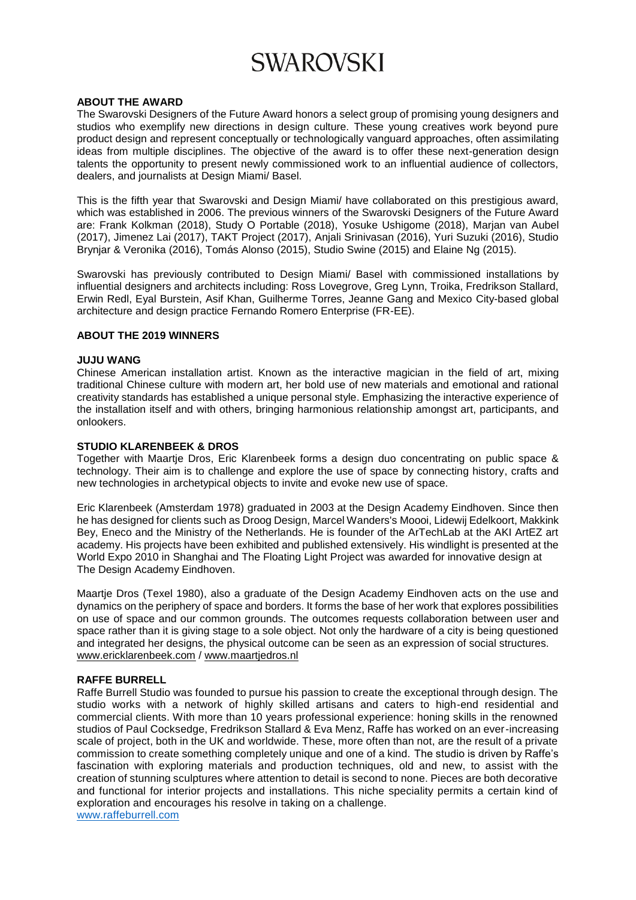# SWAROVSKI

## ABOUT THE AWARD

The Swarovski Designers of the Future Award honors a select group of promising young designers and studios who exemplify new directions in design culture. These young creatives work beyond pure product design and represent conceptually or technologically vanguard approaches, often assimilating ideas from multiple disciplines. The objective of the award is to offer these next-generation design talents the opportunity to present newly commissioned work to an influential audience of collectors, dealers, and journalists at Design Miami/ Basel.

This is the fifth year that Swarovski and Design Miami/ have collaborated on this prestigious award, which was established in 2006. The previous winners of the Swarovski Designers of the Future Award are: Frank Kolkman (2018), Study O Portable (2018), Yosuke Ushigome (2018), Marjan van Aubel (2017), Jimenez Lai (2017), TAKT Project (2017), Anjali Srinivasan (2016), Yuri Suzuki (2016), Studio Brynjar & Veronika (2016), Tomás Alonso (2015), Studio Swine (2015) and Elaine Ng (2015).

Swarovski has previously contributed to Design Miami/ Basel with commissioned installations by influential designers and architects including: Ross Lovegrove, Greg Lynn, Troika, Fredrikson Stallard, Erwin Redl, Eyal Burstein, Asif Khan, Guilherme Torres, Jeanne Gang and Mexico City-based global architecture and design practice Fernando Romero Enterprise (FR-EE).

## ABOUT THE 2019 WINNERS

### JUJU WANG

Chinese American installation artist. Known as the interactive magician in the field of art, mixing traditional Chinese culture with modern art, her bold use of new materials and emotional and rational creativity standards has established a unique personal style. Emphasizing the interactive experience of the installation itself and with others, bringing harmonious relationship amongst art, participants, and onlookers.

### STUDIO KLARENBEEK & DROS

Together with Maartje Dros, Eric Klarenbeek forms a design duo concentrating on public space & technology. Their aim is to challenge and explore the use of space by connecting history, crafts and new technologies in archetypical objects to invite and evoke new use of space.

Eric Klarenbeek (Amsterdam 1978) graduated in 2003 at the Design Academy Eindhoven. Since then he has designed for clients such as Droog Design, Marcel Wanders's Moooi, Lidewij Edelkoort, Makkink Bey, Eneco and the Ministry of the Netherlands. He is founder of the ArTechLab at the AKI ArtEZ art academy. His projects have been exhibited and published extensively. His windlight is presented at the World Expo 2010 in Shanghai and The Floating Light Project was awarded for innovative design at The Design Academy Eindhoven.

Maartje Dros (Texel 1980), also a graduate of the Design Academy Eindhoven acts on the use and dynamics on the periphery of space and borders. It forms the base of her work that explores possibilities on use of space and our common grounds. The outcomes requests collaboration between user and space rather than it is giving stage to a sole object. Not only the hardware of a city is being questioned and integrated her designs, the physical outcome can be seen as an expression of social structures. www.ericklarenbeek.com / www.maartjedros.nl

### RAFFE BURRELL

Raffe Burrell Studio was founded to pursue his passion to create the exceptional through design. The studio works with a network of highly skilled artisans and caters to high-end residential and commercial clients. With more than 10 years professional experience: honing skills in the renowned studios of Paul Cocksedge, Fredrikson Stallard & Eva Menz, Raffe has worked on an ever-increasing scale of project, both in the UK and worldwide. These, more often than not, are the result of a private commission to create something completely unique and one of a kind. The studio is driven by Raffe's fascination with exploring materials and production techniques, old and new, to assist with the creation of stunning sculptures where attention to detail is second to none. Pieces are both decorative and functional for interior projects and installations. This niche speciality permits a certain kind of exploration and encourages his resolve in taking on a challenge.
www.raffeburrell.com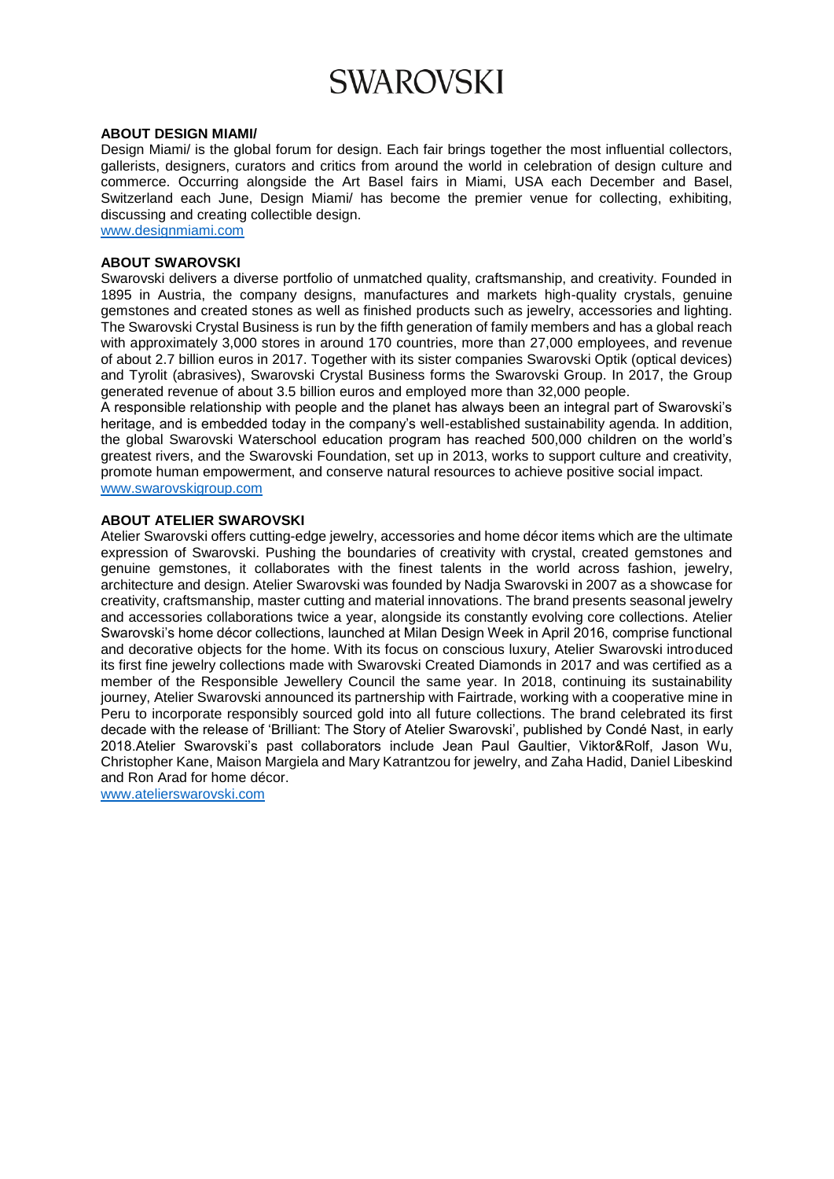# SWAROVSKI

**ABOUT DESIGN MIAMI/**

Design Miami/ is the global forum for design. Each fair brings together the most influential collectors, gallerists, designers, curators and critics from around the world in celebration of design culture and commerce. Occurring alongside the Art Basel fairs in Miami, USA each December and Basel, Switzerland each June, Design Miami/ has become the premier venue for collecting, exhibiting, discussing and creating collectible design.

www.designmiami.com

**ABOUT SWAROVSKI**

Swarovski delivers a diverse portfolio of unmatched quality, craftsmanship, and creativity. Founded in 1895 in Austria, the company designs, manufactures and markets high-quality crystals, genuine gemstones and created stones as well as finished products such as jewelry, accessories and lighting. The Swarovski Crystal Business is run by the fifth generation of family members and has a global reach with approximately 3,000 stores in around 170 countries, more than 27,000 employees, and revenue of about 2.7 billion euros in 2017. Together with its sister companies Swarovski Optik (optical devices) and Tyrolit (abrasives), Swarovski Crystal Business forms the Swarovski Group. In 2017, the Group generated revenue of about 3.5 billion euros and employed more than 32,000 people.

A responsible relationship with people and the planet has always been an integral part of Swarovski's heritage, and is embedded today in the company's well-established sustainability agenda. In addition, the global Swarovski Waterschool education program has reached 500,000 children on the world's greatest rivers, and the Swarovski Foundation, set up in 2013, works to support culture and creativity, promote human empowerment, and conserve natural resources to achieve positive social impact.

www.swarovskigroup.com

**ABOUT ATELIER SWAROVSKI**

Atelier Swarovski offers cutting-edge jewelry, accessories and home décor items which are the ultimate expression of Swarovski. Pushing the boundaries of creativity with crystal, created gemstones and genuine gemstones, it collaborates with the finest talents in the world across fashion, jewelry, architecture and design. Atelier Swarovski was founded by Nadja Swarovski in 2007 as a showcase for creativity, craftsmanship, master cutting and material innovations. The brand presents seasonal jewelry and accessories collaborations twice a year, alongside its constantly evolving core collections. Atelier Swarovski's home décor collections, launched at Milan Design Week in April 2016, comprise functional and decorative objects for the home. With its focus on conscious luxury, Atelier Swarovski introduced its first fine jewelry collections made with Swarovski Created Diamonds in 2017 and was certified as a member of the Responsible Jewellery Council the same year. In 2018, continuing its sustainability journey, Atelier Swarovski announced its partnership with Fairtrade, working with a cooperative mine in Peru to incorporate responsibly sourced gold into all future collections. The brand celebrated its first decade with the release of 'Brilliant: The Story of Atelier Swarovski', published by Condé Nast, in early 2018.Atelier Swarovski's past collaborators include Jean Paul Gaultier, Viktor&Rolf, Jason Wu, Christopher Kane, Maison Margiela and Mary Katrantzou for jewelry, and Zaha Hadid, Daniel Libeskind and Ron Arad for home décor.

www.atelierswarovski.com